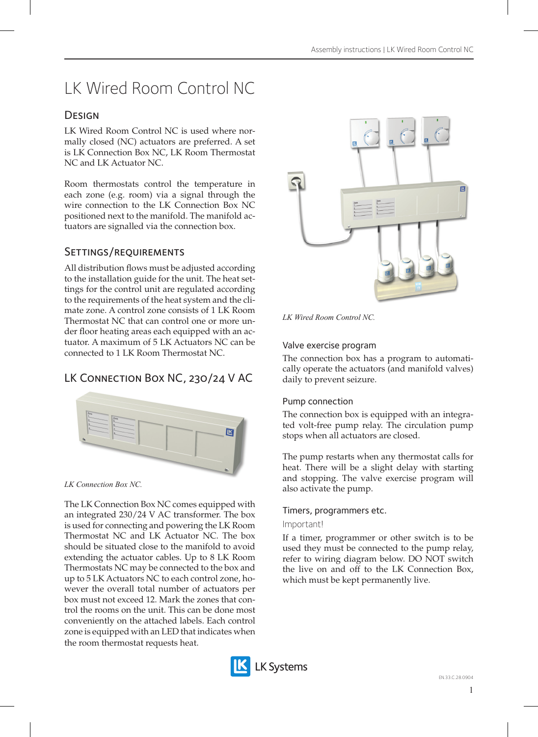# LK Wired Room Control NC

## Design

LK Wired Room Control NC is used where normally closed (NC) actuators are preferred. A set is LK Connection Box NC, LK Room Thermostat NC and LK Actuator NC.

Room thermostats control the temperature in each zone (e.g. room) via a signal through the wire connection to the LK Connection Box NC positioned next to the manifold. The manifold actuators are signalled via the connection box.

## Settings/requirements

All distribution flows must be adjusted according to the installation guide for the unit. The heat settings for the control unit are regulated according to the requirements of the heat system and the climate zone. A control zone consists of 1 LK Room Thermostat NC that can control one or more under floor heating areas each equipped with an actuator. A maximum of 5 LK Actuators NC can be connected to 1 LK Room Thermostat NC.

## LK Connection Box NC, 230/24 V AC

*LK Connection Box NC.*

The LK Connection Box NC comes equipped with an integrated 230/24 V AC transformer. The box is used for connecting and powering the LK Room Thermostat NC and LK Actuator NC. The box should be situated close to the manifold to avoid extending the actuator cables. Up to 8 LK Room Thermostats NC may be connected to the box and up to 5 LK Actuators NC to each control zone, however the overall total number of actuators per box must not exceed 12. Mark the zones that control the rooms on the unit. This can be done most conveniently on the attached labels. Each control zone is equipped with an LED that indicates when the room thermostat requests heat.

*LK Wired Room Control NC.*

### Valve exercise program

The connection box has a program to automatically operate the actuators (and manifold valves) daily to prevent seizure.

### Pump connection

The connection box is equipped with an integrated volt-free pump relay. The circulation pump stops when all actuators are closed.

The pump restarts when any thermostat calls for heat. There will be a slight delay with starting and stopping. The valve exercise program will also activate the pump.

### Timers, programmers etc.

Important!

If a timer, programmer or other switch is to be used they must be connected to the pump relay, refer to wiring diagram below. DO NOT switch the live on and off to the LK Connection Box, which must be kept permanently live.

EN.33.C.28.0904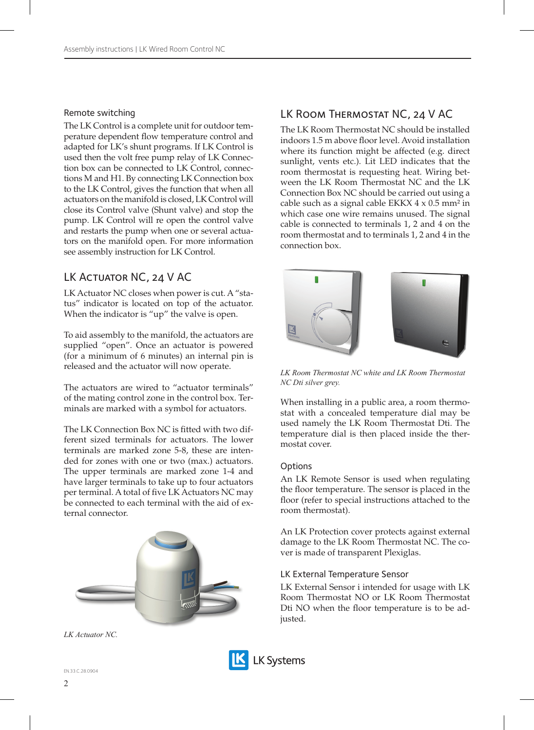### Remote switching

The LK Control is a complete unit for outdoor temperature dependent flow temperature control and adapted for LK's shunt programs. If LK Control is used then the volt free pump relay of LK Connection box can be connected to LK Control, connections M and H1. By connecting LK Connection box to the LK Control, gives the function that when all actuators on the manifold is closed, LK Control will close its Control valve (Shunt valve) and stop the pump. LK Control will re open the control valve and restarts the pump when one or several actuators on the manifold open. For more information see assembly instruction for LK Control.

## LK Actuator NC, 24 V AC

LK Actuator NC closes when power is cut. A "status" indicator is located on top of the actuator. When the indicator is "up" the valve is open.

To aid assembly to the manifold, the actuators are supplied "open". Once an actuator is powered (for a minimum of 6 minutes) an internal pin is released and the actuator will now operate.

The actuators are wired to "actuator terminals" of the mating control zone in the control box. Terminals are marked with a symbol for actuators.

The LK Connection Box NC is fitted with two different sized terminals for actuators. The lower terminals are marked zone 5-8, these are intended for zones with one or two (max.) actuators. The upper terminals are marked zone 1-4 and have larger terminals to take up to four actuators per terminal. A total of five LK Actuators NC may be connected to each terminal with the aid of external connector.

*LK Actuator NC.*

## LK Room Thermostat NC, 24 V AC

The LK Room Thermostat NC should be installed indoors 1.5 m above floor level. Avoid installation where its function might be affected (e.g. direct sunlight, vents etc.). Lit LED indicates that the room thermostat is requesting heat. Wiring between the LK Room Thermostat NC and the LK Connection Box NC should be carried out using a cable such as a signal cable EKKX 4 x 0.5 mm² in which case one wire remains unused. The signal cable is connected to terminals 1, 2 and 4 on the room thermostat and to terminals 1, 2 and 4 in the connection box.

*LK Room Thermostat NC white and LK Room Thermostat NC Dti silver grey.*

When installing in a public area, a room thermostat with a concealed temperature dial may be used namely the LK Room Thermostat Dti. The temperature dial is then placed inside the thermostat cover.

### Options

An LK Remote Sensor is used when regulating the floor temperature. The sensor is placed in the floor (refer to special instructions attached to the room thermostat).

An LK Protection cover protects against external damage to the LK Room Thermostat NC. The cover is made of transparent Plexiglas.

### LK External Temperature Sensor

LK External Sensor i intended for usage with LK Room Thermostat NO or LK Room Thermostat Dti NO when the floor temperature is to be adjusted.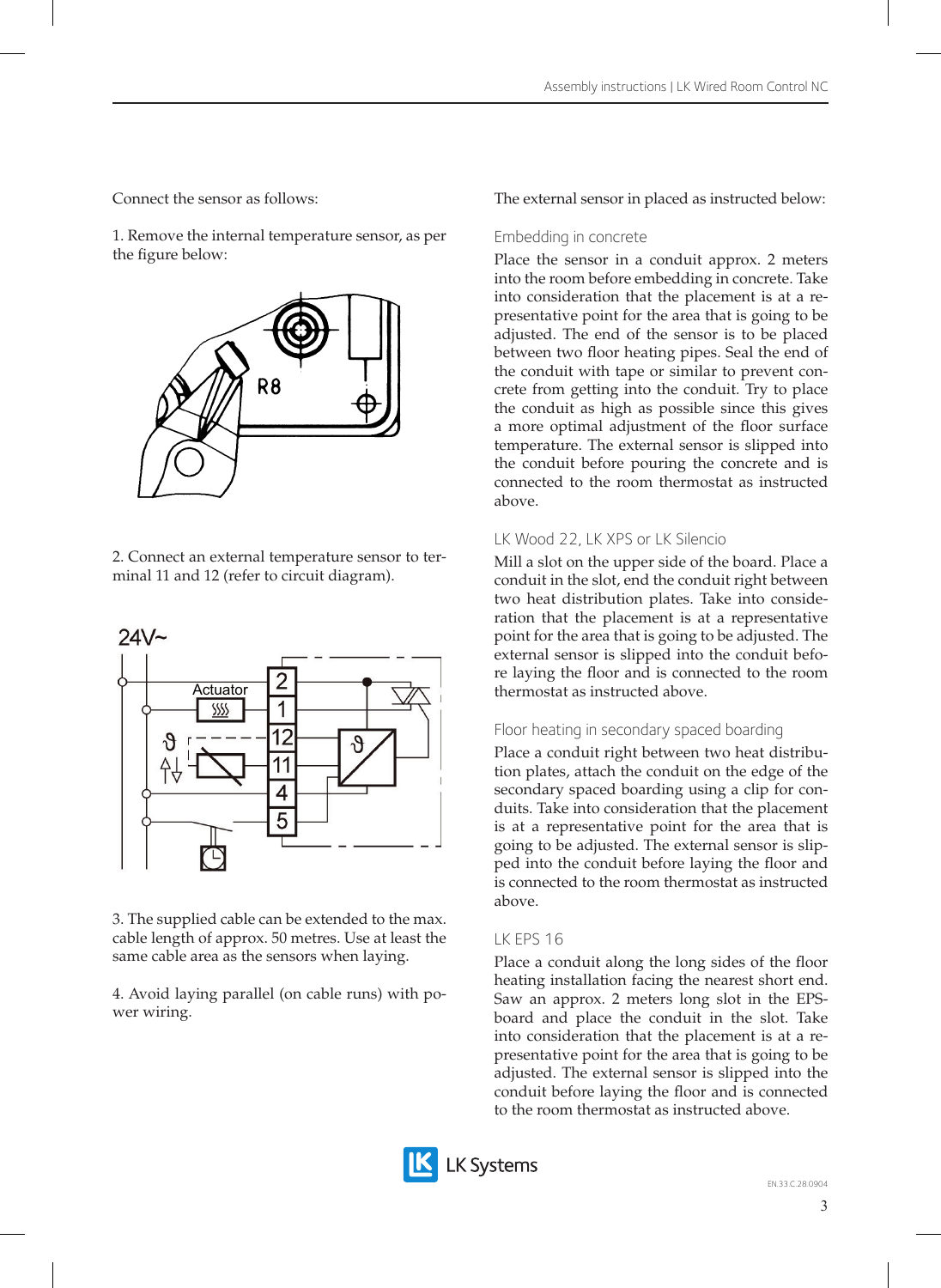Connect the sensor as follows:

1. Remove the internal temperature sensor, as per the figure below:

2. Connect an external temperature sensor to terminal 11 and 12 (refer to circuit diagram).

3. The supplied cable can be extended to the max. cable length of approx. 50 metres. Use at least the same cable area as the sensors when laying.

4. Avoid laying parallel (on cable runs) with power wiring.

The external sensor in placed as instructed below:

### Embedding in concrete

Place the sensor in a conduit approx. 2 meters into the room before embedding in concrete. Take into consideration that the placement is at a representative point for the area that is going to be adjusted. The end of the sensor is to be placed between two floor heating pipes. Seal the end of the conduit with tape or similar to prevent concrete from getting into the conduit. Try to place the conduit as high as possible since this gives a more optimal adjustment of the floor surface temperature. The external sensor is slipped into the conduit before pouring the concrete and is connected to the room thermostat as instructed above.

### LK Wood 22, LK XPS or LK Silencio

Mill a slot on the upper side of the board. Place a conduit in the slot, end the conduit right between two heat distribution plates. Take into consideration that the placement is at a representative point for the area that is going to be adjusted. The external sensor is slipped into the conduit before laying the floor and is connected to the room thermostat as instructed above.

### Floor heating in secondary spaced boarding

Place a conduit right between two heat distribution plates, attach the conduit on the edge of the secondary spaced boarding using a clip for conduits. Take into consideration that the placement is at a representative point for the area that is going to be adjusted. The external sensor is slipped into the conduit before laying the floor and is connected to the room thermostat as instructed above.

### LK EPS 16

Place a conduit along the long sides of the floor heating installation facing the nearest short end. Saw an approx. 2 meters long slot in the EPS-board and place the conduit in the slot. Take into consideration that the placement is at a representative point for the area that is going to be adjusted. The external sensor is slipped into the conduit before laying the floor and is connected to the room thermostat as instructed above.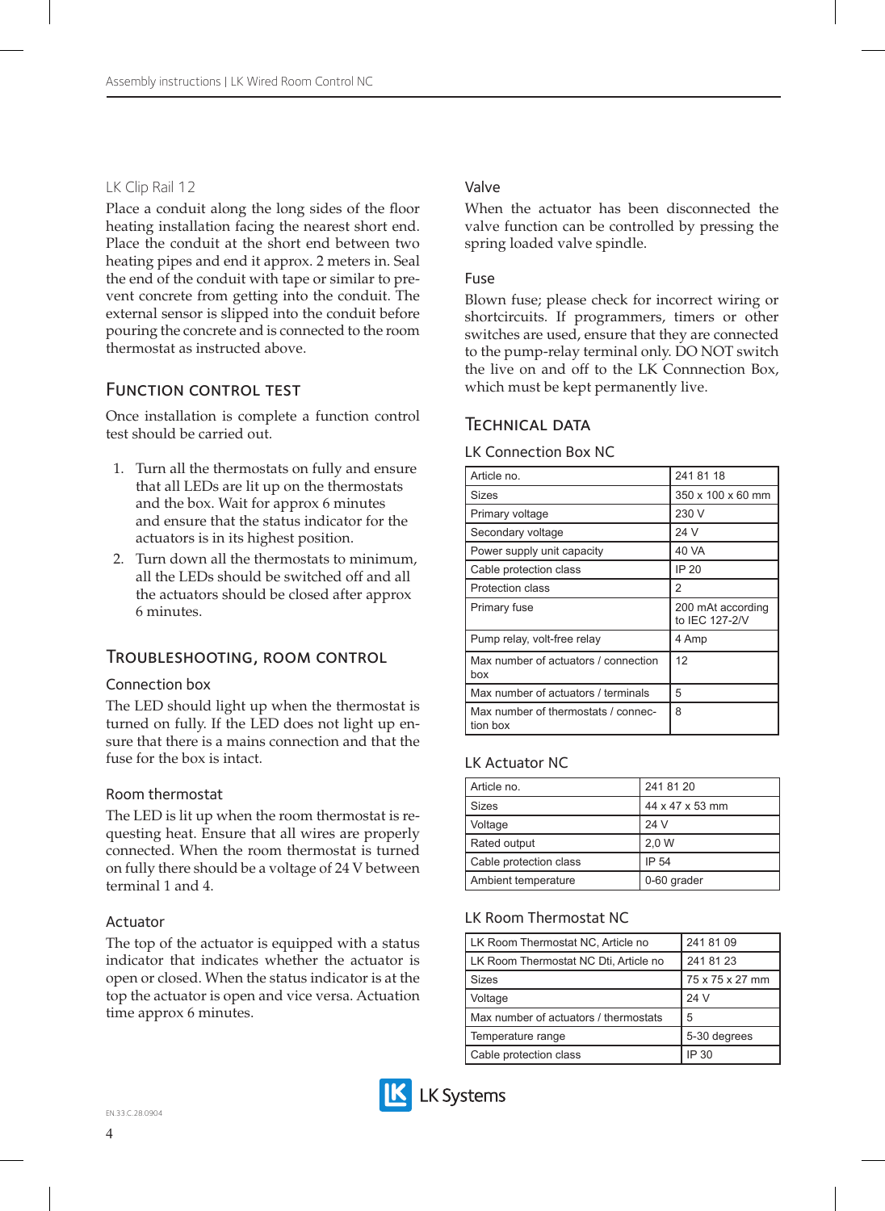### LK Clip Rail 12

Place a conduit along the long sides of the floor heating installation facing the nearest short end. Place the conduit at the short end between two heating pipes and end it approx. 2 meters in. Seal the end of the conduit with tape or similar to prevent concrete from getting into the conduit. The external sensor is slipped into the conduit before pouring the concrete and is connected to the room thermostat as instructed above.

## Function control test

Once installation is complete a function control test should be carried out.

1. Turn all the thermostats on fully and ensure that all LEDs are lit up on the thermostats and the box. Wait for approx 6 minutes and ensure that the status indicator for the actuators is in its highest position.
2. Turn down all the thermostats to minimum, all the LEDs should be switched off and all the actuators should be closed after approx 6 minutes.

## Troubleshooting, room control

### Connection box

The LED should light up when the thermostat is turned on fully. If the LED does not light up ensure that there is a mains connection and that the fuse for the box is intact.

### Room thermostat

The LED is lit up when the room thermostat is requesting heat. Ensure that all wires are properly connected. When the room thermostat is turned on fully there should be a voltage of 24 V between terminal 1 and 4.

### Actuator

The top of the actuator is equipped with a status indicator that indicates whether the actuator is open or closed. When the status indicator is at the top the actuator is open and vice versa. Actuation time approx 6 minutes.

### Valve

When the actuator has been disconnected the valve function can be controlled by pressing the spring loaded valve spindle.

### Fuse

Blown fuse; please check for incorrect wiring or shortcircuits. If programmers, timers or other switches are used, ensure that they are connected to the pump-relay terminal only. DO NOT switch the live on and off to the LK Connnection Box, which must be kept permanently live.

## Technical data

### LK Connection Box NC

| | |
|---|---|
| Article no. | 241 81 18 |
| Sizes | 350 x 100 x 60 mm |
| Primary voltage | 230 V |
| Secondary voltage | 24 V |
| Power supply unit capacity | 40 VA |
| Cable protection class | IP 20 |
| Protection class | 2 |
| Primary fuse | 200 mAt according to IEC 127-2/V |
| Pump relay, volt-free relay | 4 Amp |
| Max number of actuators / connection box | 12 |
| Max number of actuators / terminals | 5 |
| Max number of thermostats / connection box | 8 |

### LK Actuator NC

| | |
|---|---|
| Article no. | 241 81 20 |
| Sizes | 44 x 47 x 53 mm |
| Voltage | 24 V |
| Rated output | 2,0 W |
| Cable protection class | IP 54 |
| Ambient temperature | 0-60 grader |

### LK Room Thermostat NC

| | |
|---|---|
| LK Room Thermostat NC, Article no | 241 81 09 |
| LK Room Thermostat NC Dti, Article no | 241 81 23 |
| Sizes | 75 x 75 x 27 mm |
| Voltage | 24 V |
| Max number of actuators / thermostats | 5 |
| Temperature range | 5-30 degrees |
| Cable protection class | IP 30 |

EN.33.C.28.0904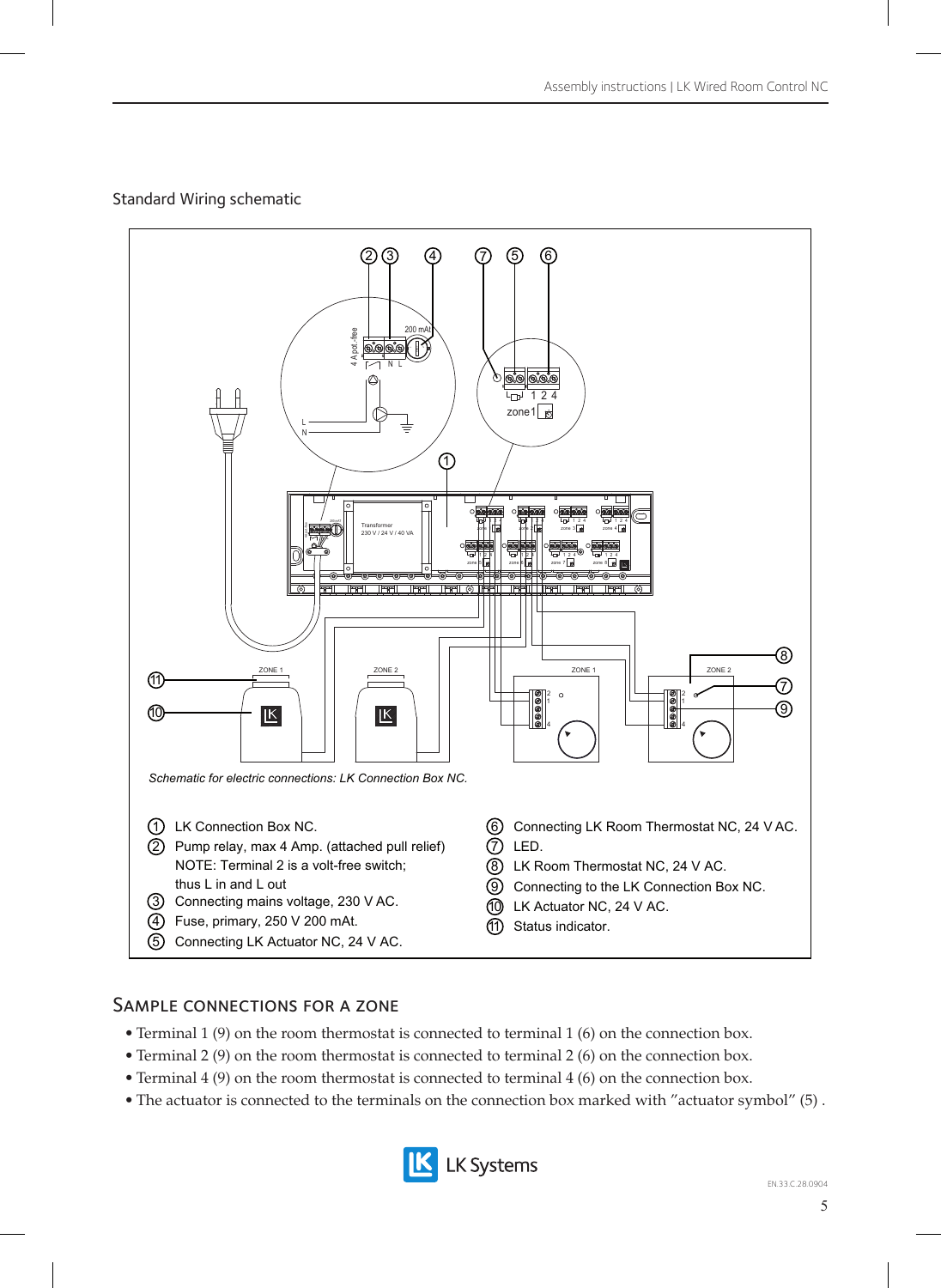## Standard Wiring schematic

*Schematic for electric connections: LK Connection Box NC.*

1. LK Connection Box NC.
2. Pump relay, max 4 Amp. (attached pull relief)
   NOTE: Terminal 2 is a volt-free switch;
   thus L in and L out
3. Connecting mains voltage, 230 V AC.
4. Fuse, primary, 250 V 200 mAt.
5. Connecting LK Actuator NC, 24 V AC.
6. Connecting LK Room Thermostat NC, 24 V AC.
7. LED.
8. LK Room Thermostat NC, 24 V AC.
9. Connecting to the LK Connection Box NC.
10. LK Actuator NC, 24 V AC.
11. Status indicator.

## Sample connections for a zone

- Terminal 1 (9) on the room thermostat is connected to terminal 1 (6) on the connection box.
- Terminal 2 (9) on the room thermostat is connected to terminal 2 (6) on the connection box.
- Terminal 4 (9) on the room thermostat is connected to terminal 4 (6) on the connection box.
- The actuator is connected to the terminals on the connection box marked with "actuator symbol" (5) .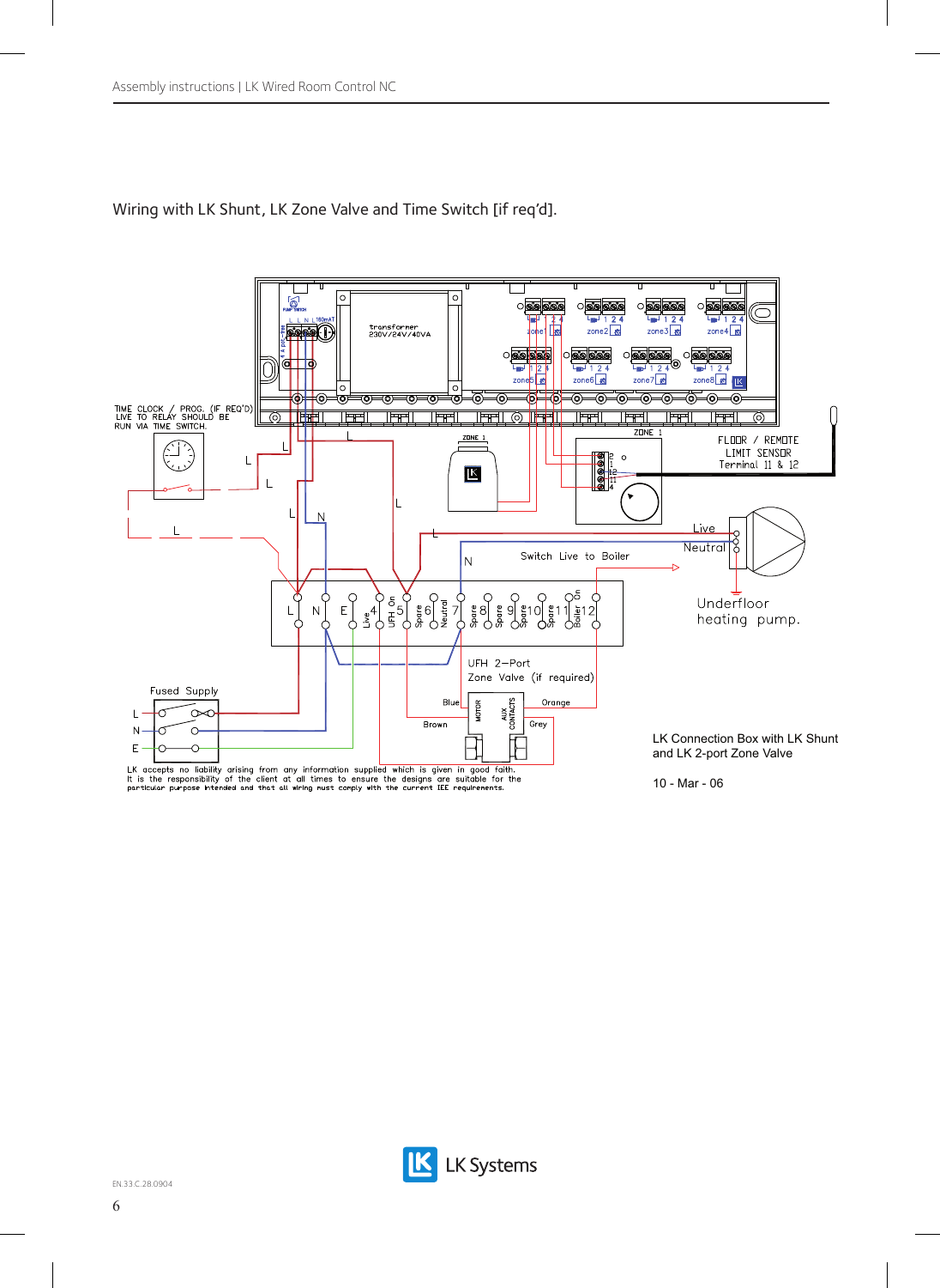Wiring with LK Shunt, LK Zone Valve and Time Switch [if req'd].

TIME CLOCK / PROG. (IF REQ'D) LIVE TO RELAY SHOULD BE RUN VIA TIME SWITCH.

transformer 230V/24V/40VA

ZONE 1

FLOOR / REMOTE LIMIT SENSOR Terminal 11 & 12

Live

Neutral

Switch Live to Boiler

Underfloor heating pump.

UFH 2–Port Zone Valve (if required)

Fused Supply

LK Connection Box with LK Shunt and LK 2-port Zone Valve

10 - Mar - 06

LK accepts no liability arising from any information supplied which is given in good faith. It is the responsibility of the client at all times to ensure the designs are suitable for the particular purpose intended and that all wiring must comply with the current IEE requirements.

EN.33.C.28.0904